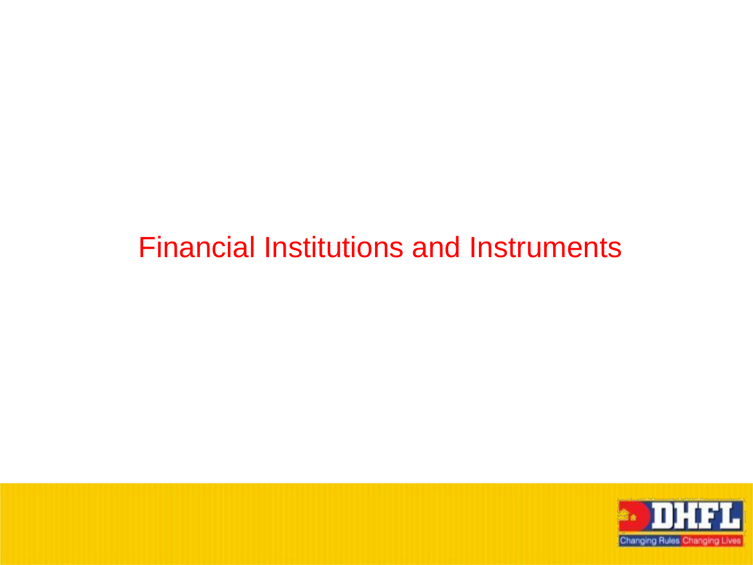# Financial Institutions and Instruments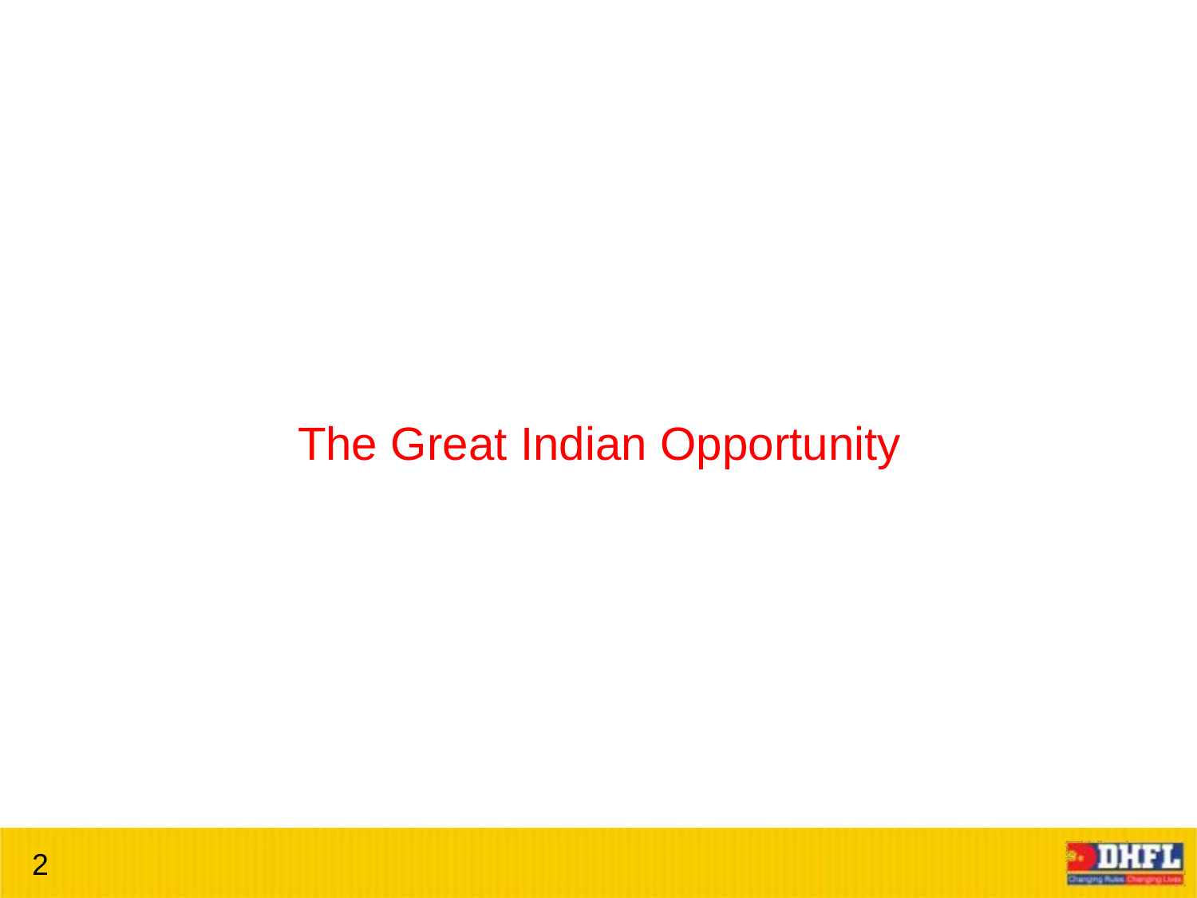# The Great Indian Opportunity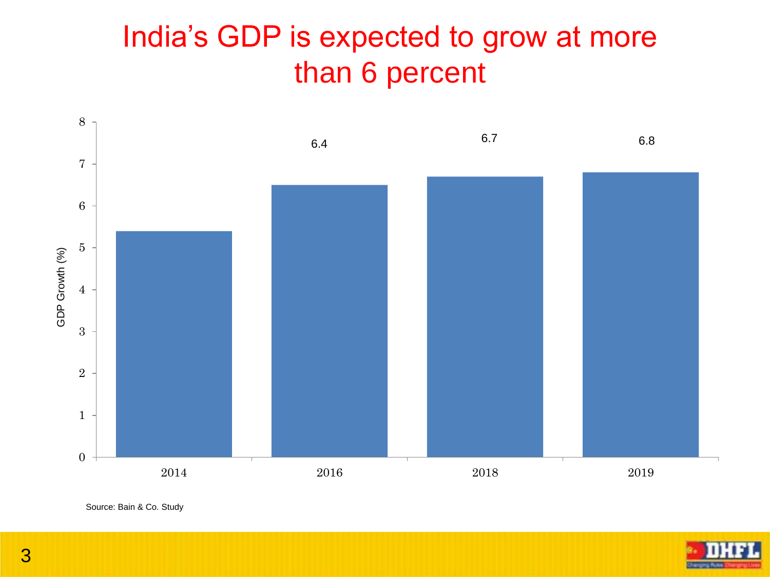# India's GDP is expected to grow at more than 6 percent

| Year | GDP Growth (%) |
|---|---|
| 2014 | |
| 2016 | 6.4 |
| 2018 | 6.7 |
| 2019 | 6.8 |

Source: Bain & Co. Study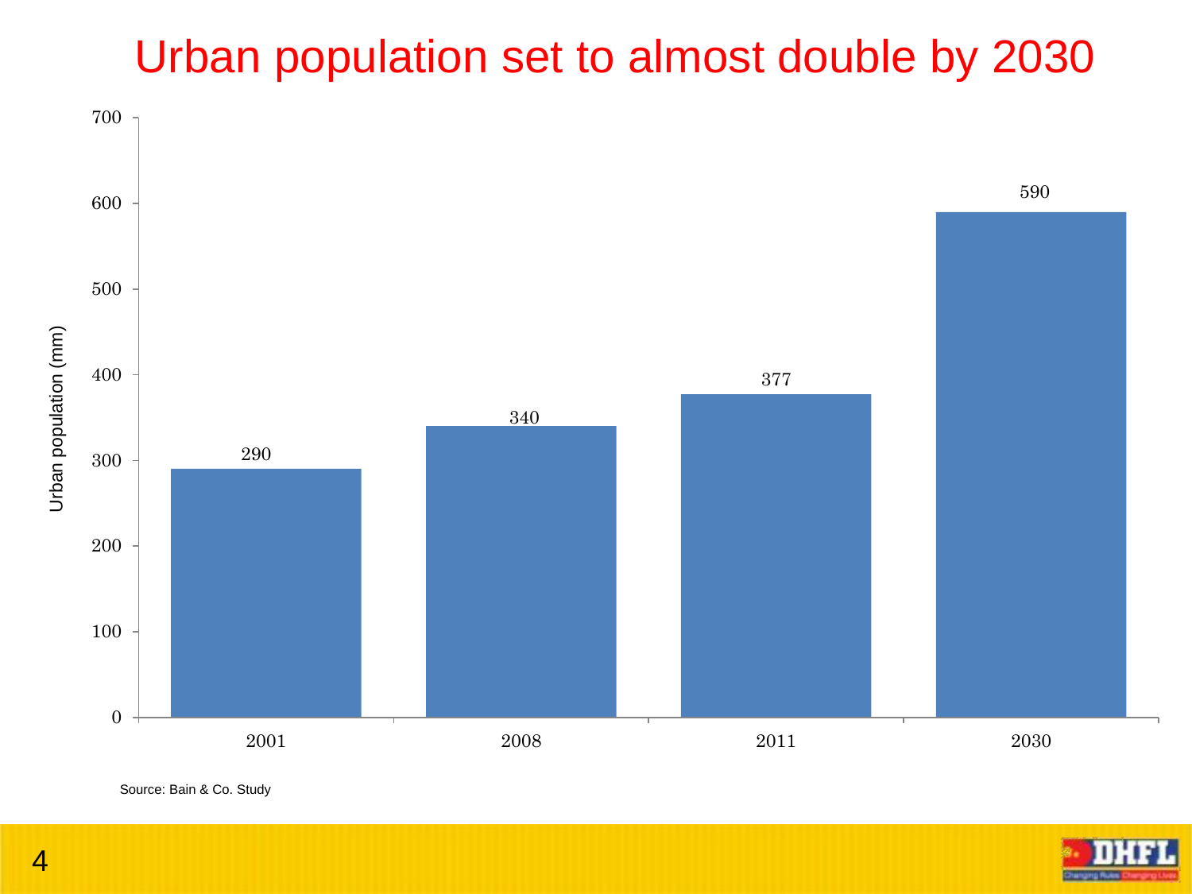# Urban population set to almost double by 2030

| Year | Urban population (mm) |
|---|---|
| 2001 | 290 |
| 2008 | 340 |
| 2011 | 377 |
| 2030 | 590 |

Source: Bain & Co. Study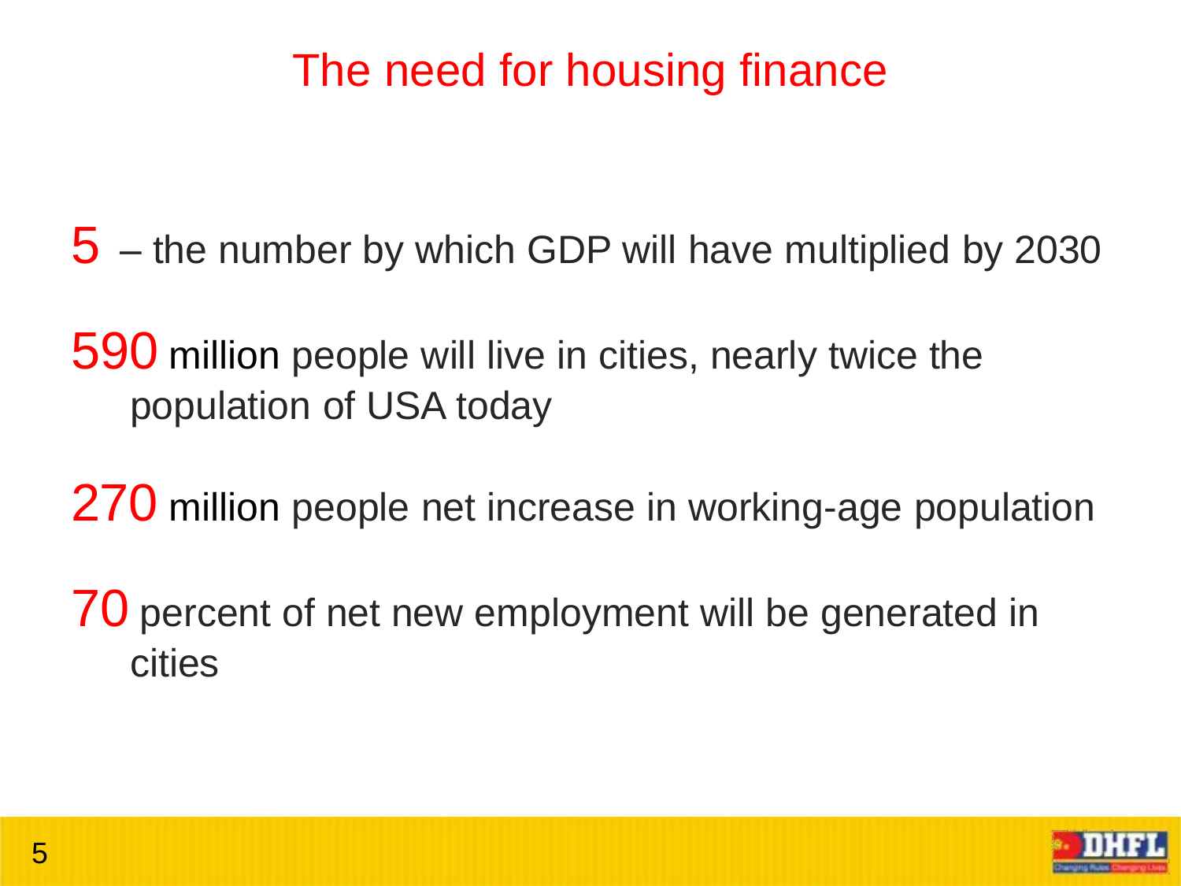# The need for housing finance

**5** – the number by which GDP will have multiplied by 2030

**590** million people will live in cities, nearly twice the population of USA today

**270** million people net increase in working-age population

**70** percent of net new employment will be generated in cities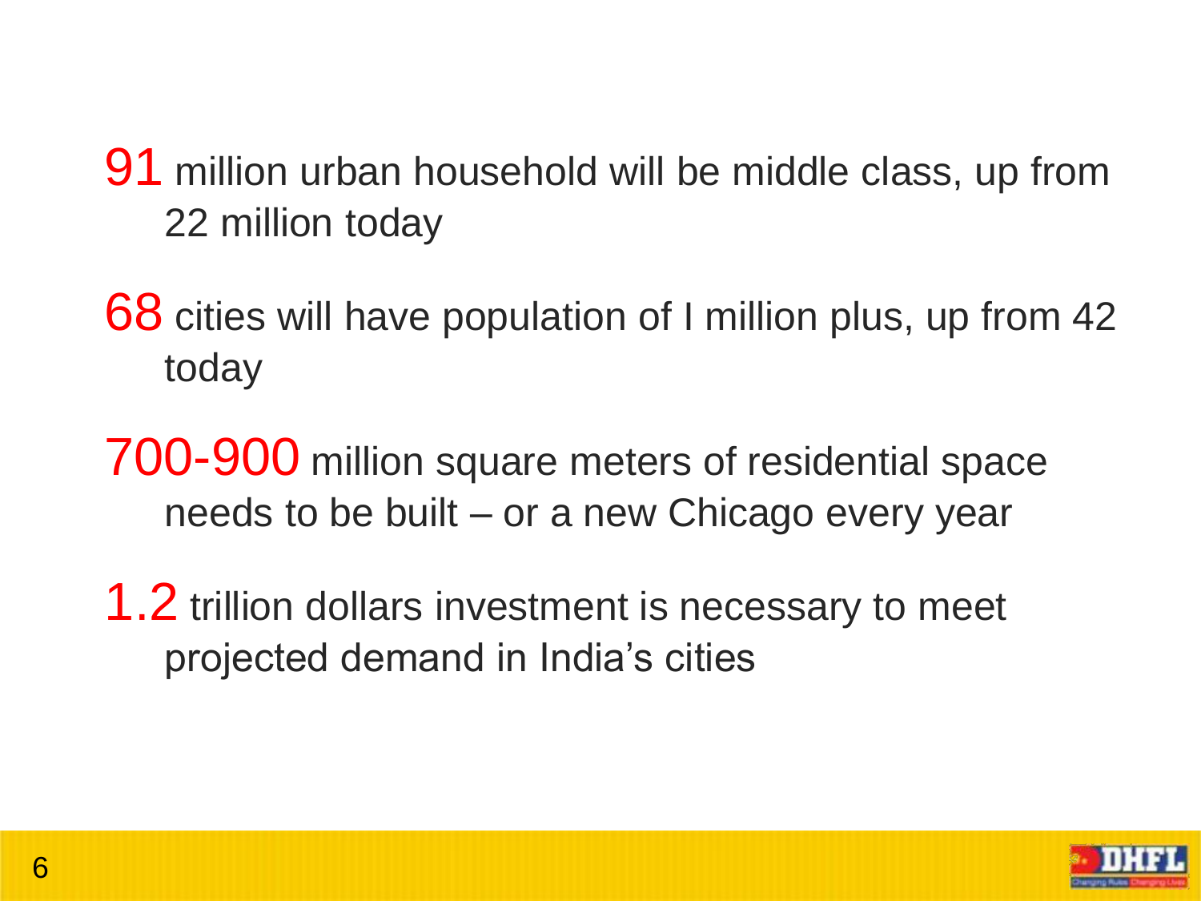**91** million urban household will be middle class, up from 22 million today

**68** cities will have population of I million plus, up from 42 today

**700-900** million square meters of residential space needs to be built – or a new Chicago every year

**1.2** trillion dollars investment is necessary to meet projected demand in India's cities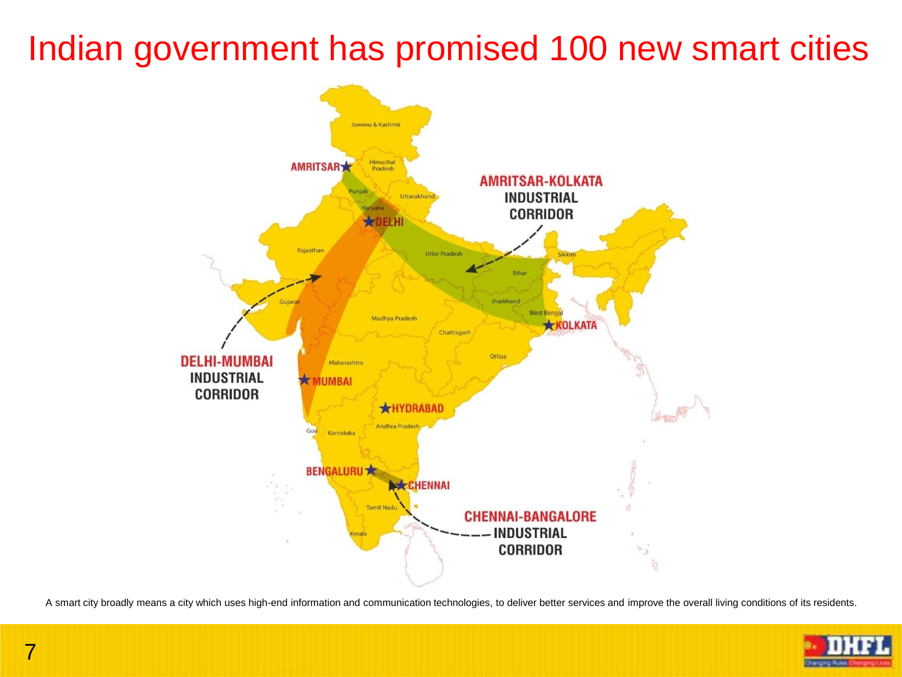# Indian government has promised 100 new smart cities

AMRITSAR-KOLKATA INDUSTRIAL CORRIDOR

DELHI-MUMBAI INDUSTRIAL CORRIDOR

CHENNAI-BANGALORE INDUSTRIAL CORRIDOR

AMRITSAR, DELHI, KOLKATA, MUMBAI, HYDRABAD, BENGALURU, CHENNAI

A smart city broadly means a city which uses high-end information and communication technologies, to deliver better services and improve the overall living conditions of its residents.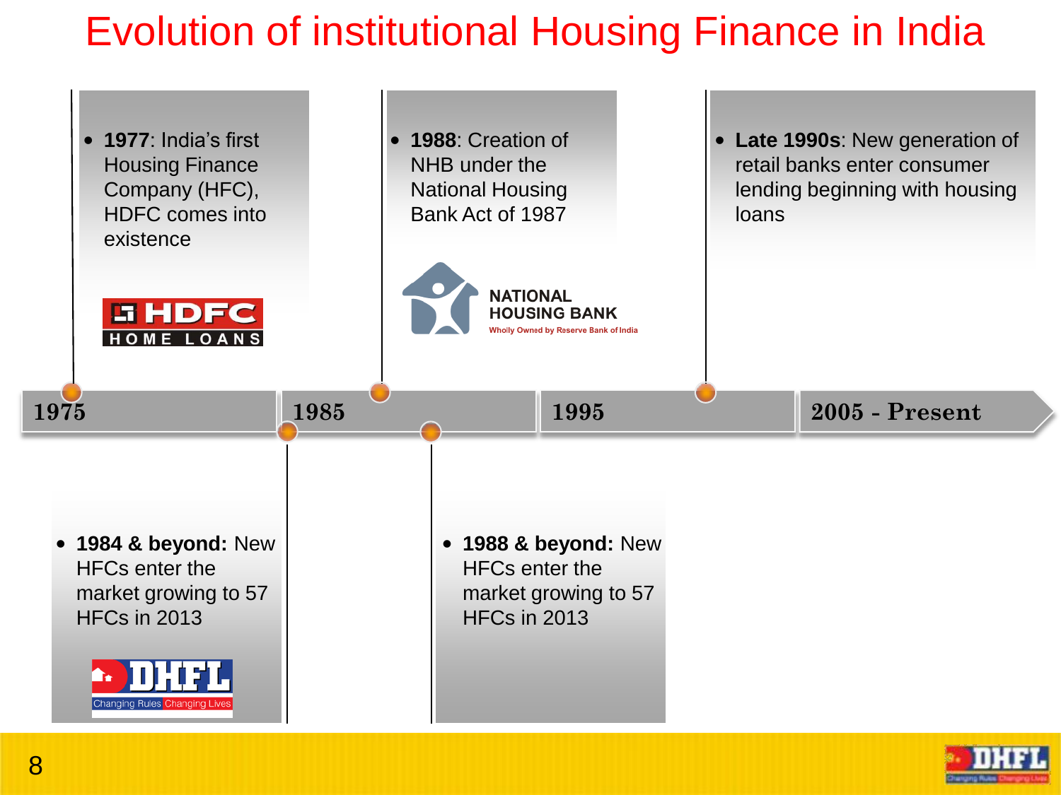# Evolution of institutional Housing Finance in India

- **1977**: India's first Housing Finance Company (HFC), HDFC comes into existence

HDFC HOME LOANS

- **1988**: Creation of NHB under the National Housing Bank Act of 1987

NATIONAL HOUSING BANK
Wholly Owned by Reserve Bank of India

- **Late 1990s**: New generation of retail banks enter consumer lending beginning with housing loans

1975 | 1985 | 1995 | 2005 - Present

- **1984 & beyond:** New HFCs enter the market growing to 57 HFCs in 2013

DHFL
Changing Rules Changing Lives

- **1988 & beyond:** New HFCs enter the market growing to 57 HFCs in 2013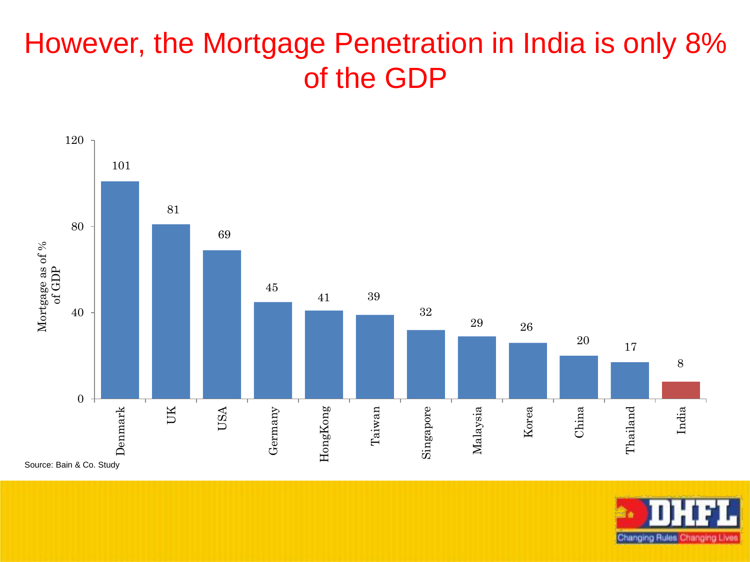# However, the Mortgage Penetration in India is only 8% of the GDP

| Country | Mortgage as of % of GDP |
| --- | --- |
| Denmark | 101 |
| UK | 81 |
| USA | 69 |
| Germany | 45 |
| HongKong | 41 |
| Taiwan | 39 |
| Singapore | 32 |
| Malaysia | 29 |
| Korea | 26 |
| China | 20 |
| Thailand | 17 |
| India | 8 |

Source: Bain & Co. Study

DHFL Changing Rules Changing Lives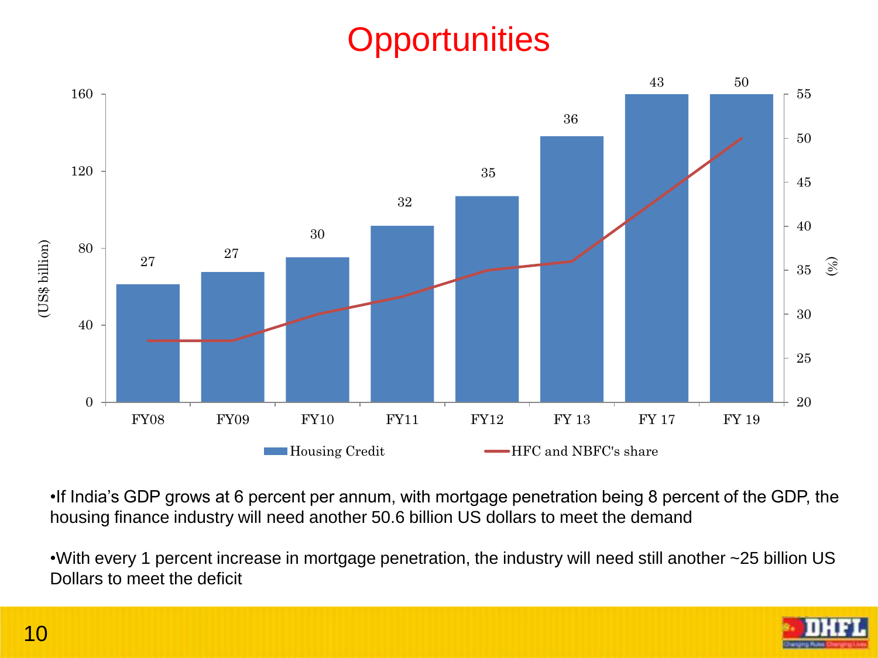# Opportunities

| | FY08 | FY09 | FY10 | FY11 | FY12 | FY 13 | FY 17 | FY 19 |
|---|---|---|---|---|---|---|---|---|
| HFC and NBFC's share (%) | 27 | 27 | 30 | 32 | 35 | 36 | 43 | 50 |

Housing Credit (US$ billion) — HFC and NBFC's share (%)

- If India's GDP grows at 6 percent per annum, with mortgage penetration being 8 percent of the GDP, the housing finance industry will need another 50.6 billion US dollars to meet the demand

- With every 1 percent increase in mortgage penetration, the industry will need still another ~25 billion US Dollars to meet the deficit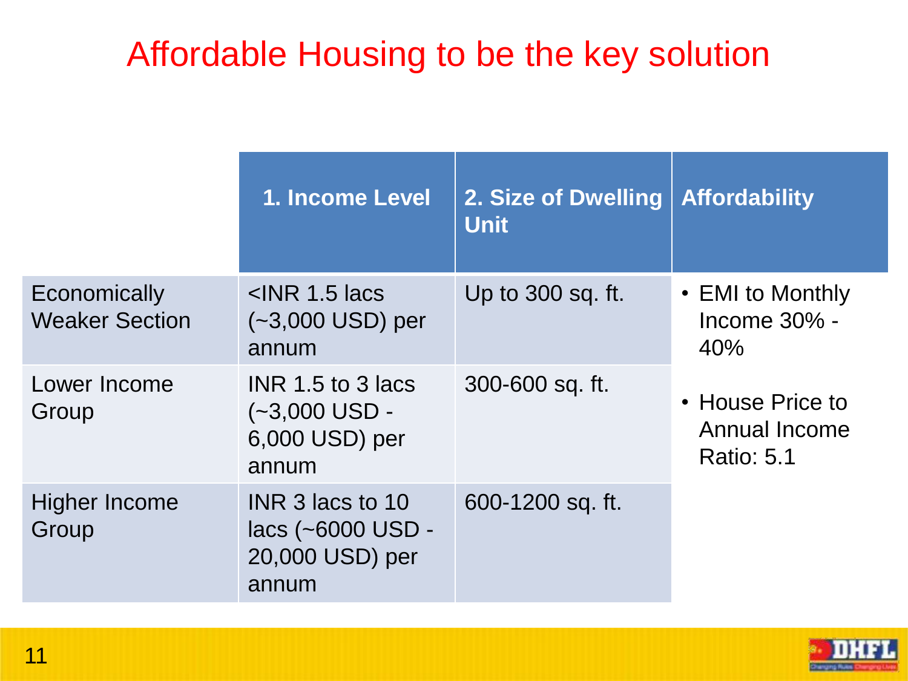# Affordable Housing to be the key solution

| | 1. Income Level | 2. Size of Dwelling Unit | Affordability |
|---|---|---|---|
| Economically Weaker Section | <INR 1.5 lacs (~3,000 USD) per annum | Up to 300 sq. ft. | • EMI to Monthly Income 30% - 40%<br>• House Price to Annual Income Ratio: 5.1 |
| Lower Income Group | INR 1.5 to 3 lacs (~3,000 USD - 6,000 USD) per annum | 300-600 sq. ft. | |
| Higher Income Group | INR 3 lacs to 10 lacs (~6000 USD - 20,000 USD) per annum | 600-1200 sq. ft. | |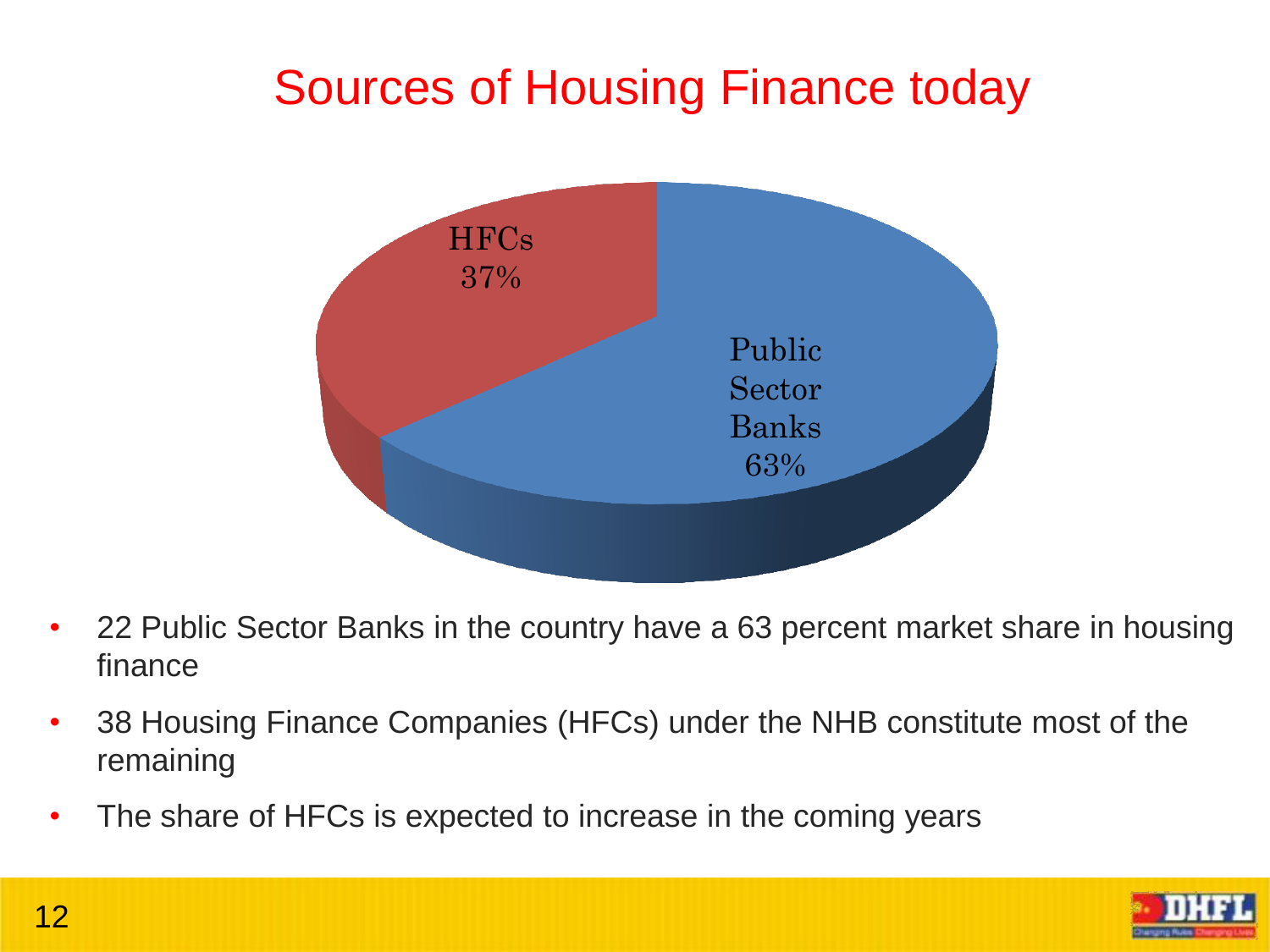# Sources of Housing Finance today

HFCs
37%

Public Sector Banks
63%

- 22 Public Sector Banks in the country have a 63 percent market share in housing finance
- 38 Housing Finance Companies (HFCs) under the NHB constitute most of the remaining
- The share of HFCs is expected to increase in the coming years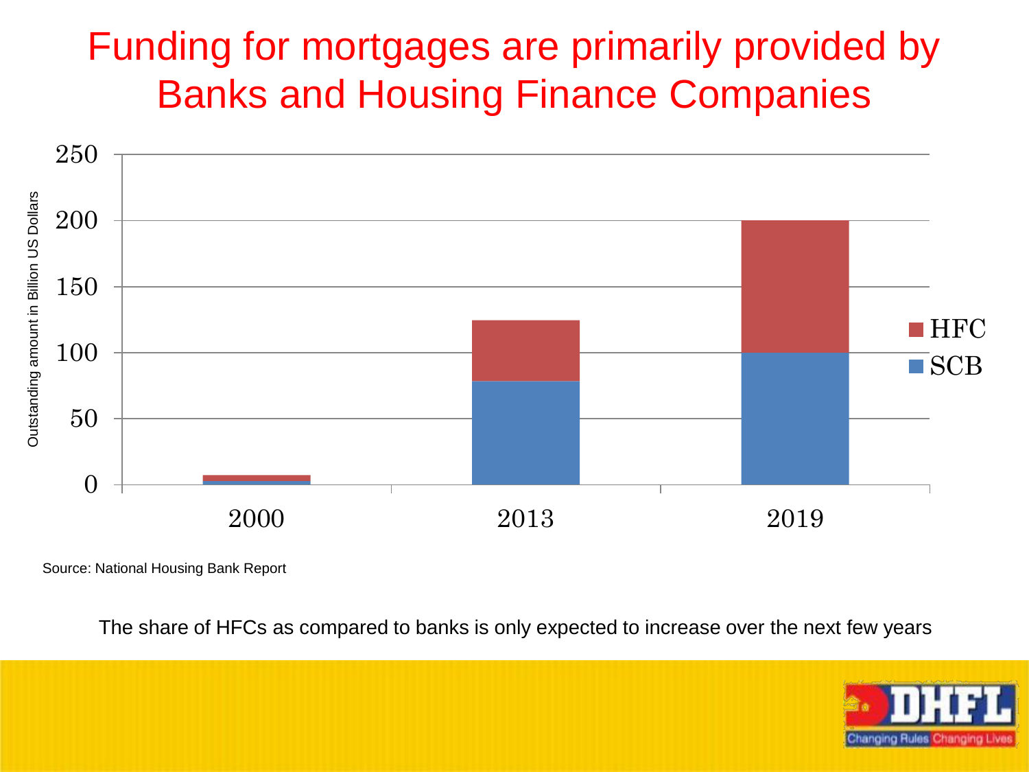# Funding for mortgages are primarily provided by Banks and Housing Finance Companies

Outstanding amount in Billion US Dollars

250
200
150
100
50
0

2000 2013 2019

HFC
SCB

Source: National Housing Bank Report

The share of HFCs as compared to banks is only expected to increase over the next few years

DHFL
Changing Rules Changing Lives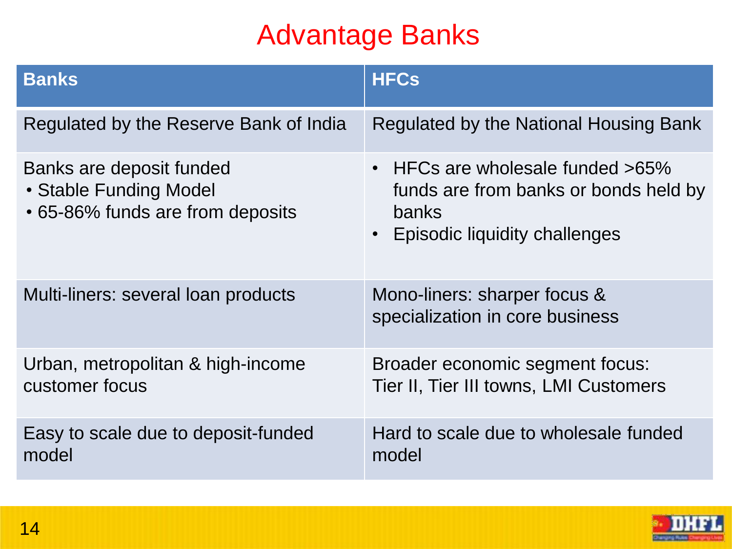# Advantage Banks

| Banks | HFCs |
|---|---|
| Regulated by the Reserve Bank of India | Regulated by the National Housing Bank |
| Banks are deposit funded<br>• Stable Funding Model<br>• 65-86% funds are from deposits | • HFCs are wholesale funded >65% funds are from banks or bonds held by banks<br>• Episodic liquidity challenges |
| Multi-liners: several loan products | Mono-liners: sharper focus & specialization in core business |
| Urban, metropolitan & high-income customer focus | Broader economic segment focus: Tier II, Tier III towns, LMI Customers |
| Easy to scale due to deposit-funded model | Hard to scale due to wholesale funded model |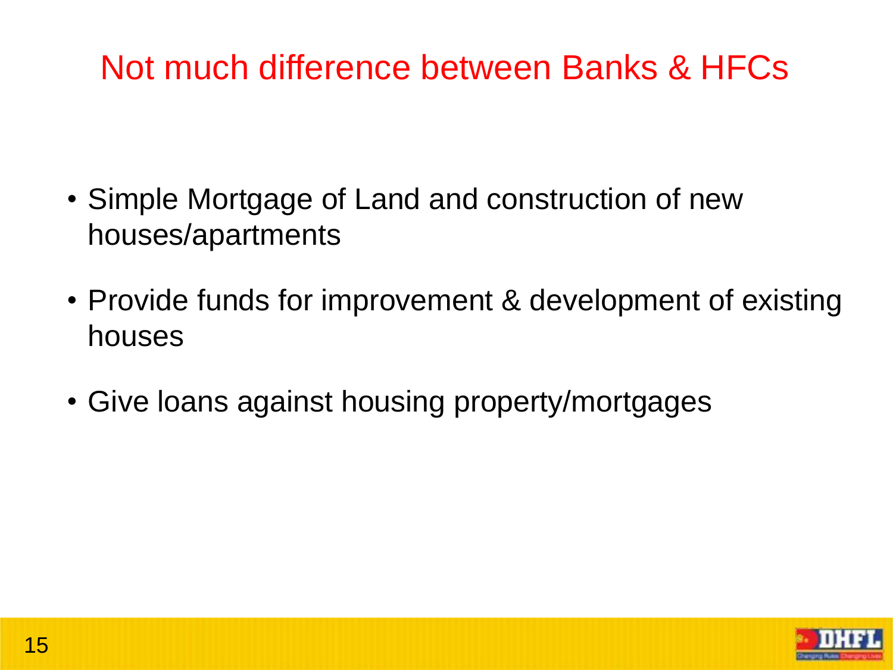# Not much difference between Banks & HFCs

- Simple Mortgage of Land and construction of new houses/apartments
- Provide funds for improvement & development of existing houses
- Give loans against housing property/mortgages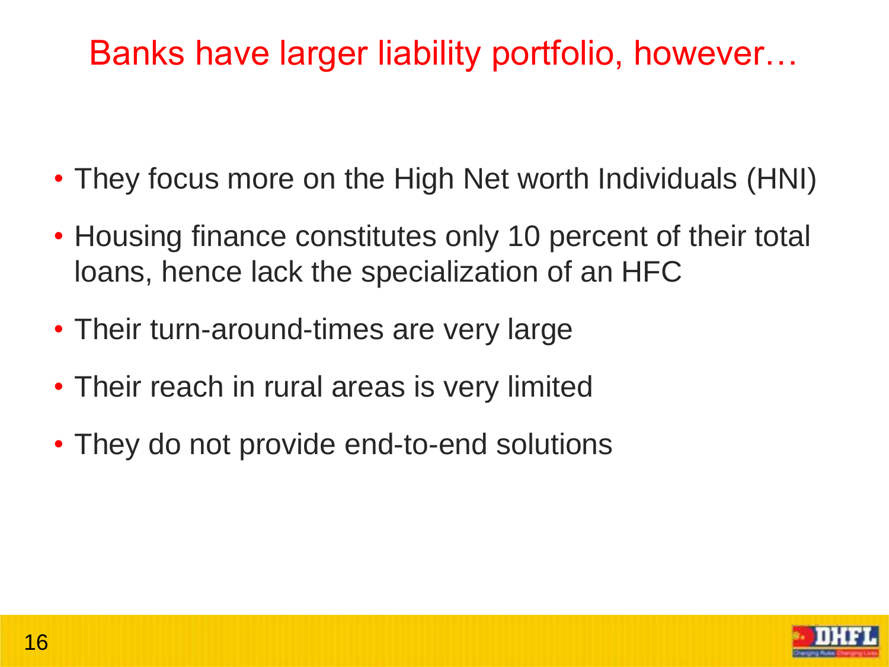# Banks have larger liability portfolio, however…

- They focus more on the High Net worth Individuals (HNI)
- Housing finance constitutes only 10 percent of their total loans, hence lack the specialization of an HFC
- Their turn-around-times are very large
- Their reach in rural areas is very limited
- They do not provide end-to-end solutions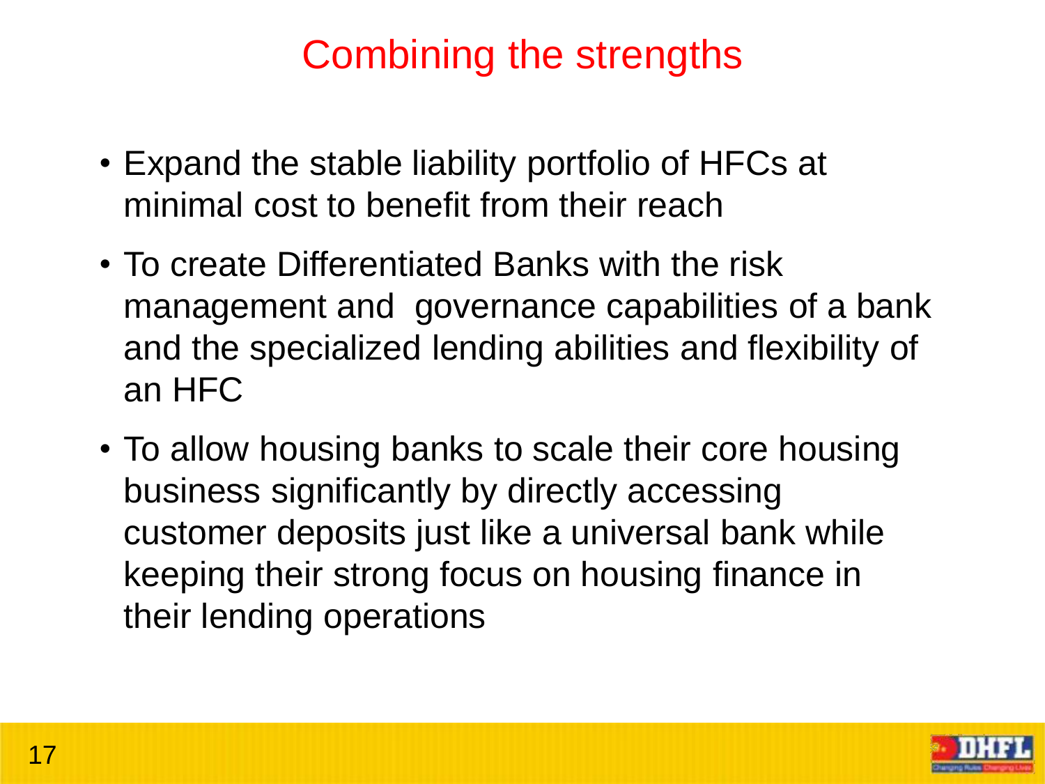# Combining the strengths

- Expand the stable liability portfolio of HFCs at minimal cost to benefit from their reach
- To create Differentiated Banks with the risk management and governance capabilities of a bank and the specialized lending abilities and flexibility of an HFC
- To allow housing banks to scale their core housing business significantly by directly accessing customer deposits just like a universal bank while keeping their strong focus on housing finance in their lending operations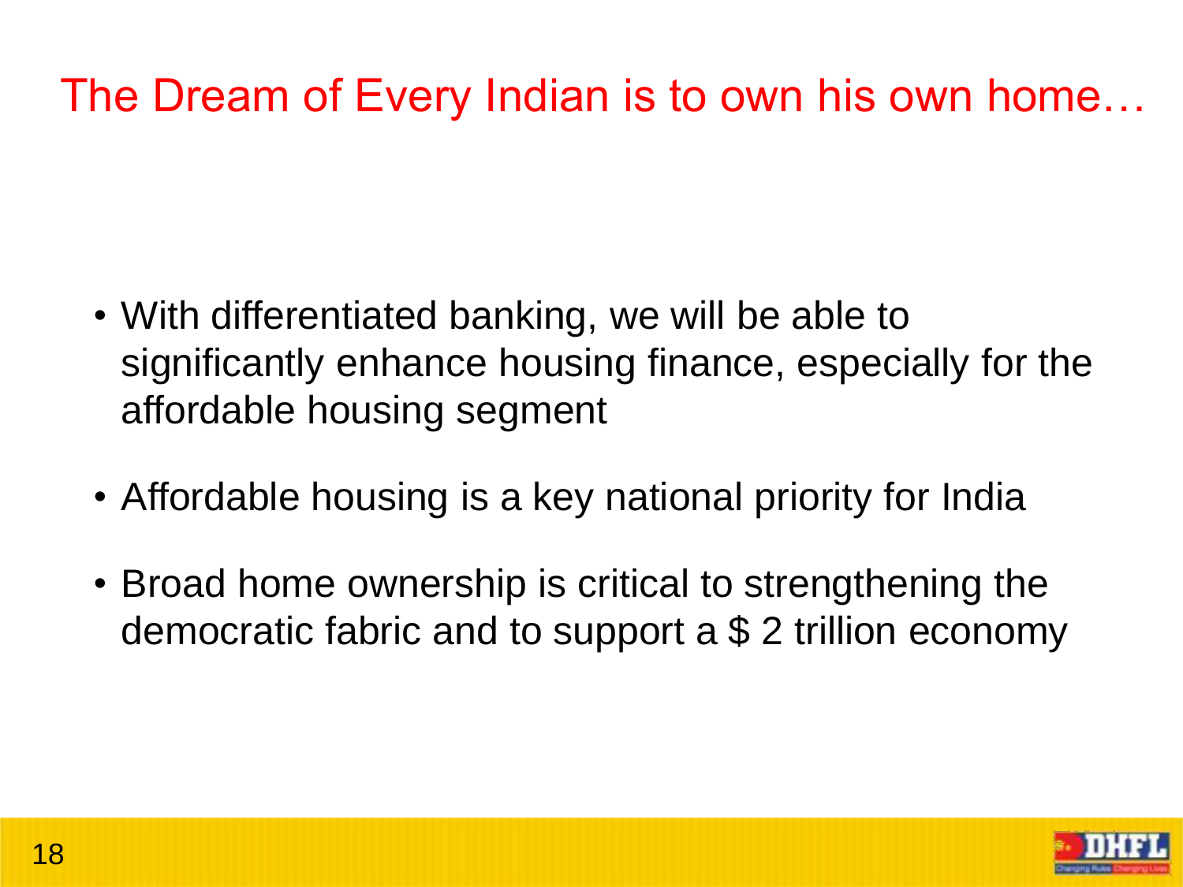# The Dream of Every Indian is to own his own home…

- With differentiated banking, we will be able to significantly enhance housing finance, especially for the affordable housing segment
- Affordable housing is a key national priority for India
- Broad home ownership is critical to strengthening the democratic fabric and to support a $ 2 trillion economy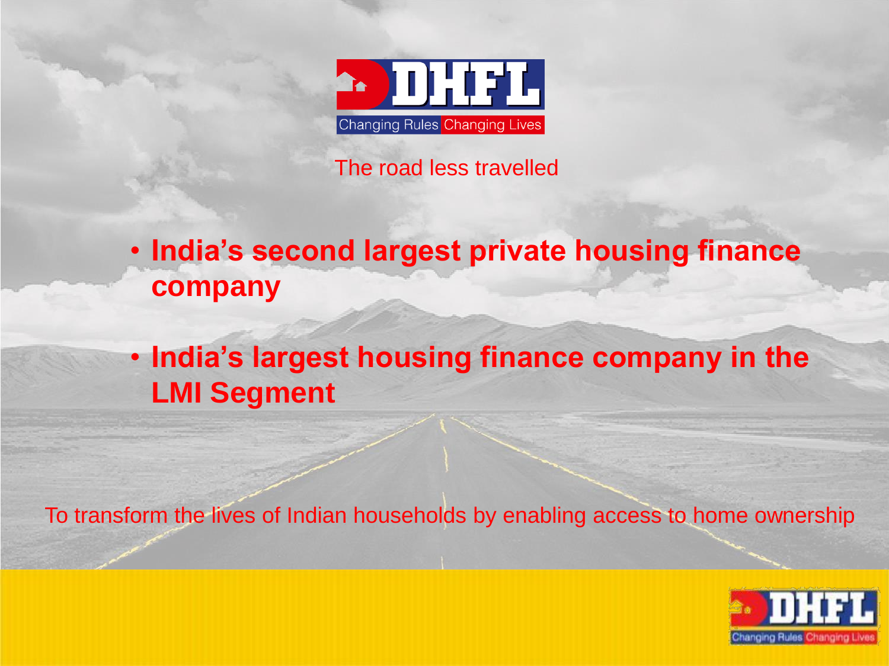DHFL

Changing Rules Changing Lives

The road less travelled

- **India's second largest private housing finance company**
- **India's largest housing finance company in the LMI Segment**

To transform the lives of Indian households by enabling access to home ownership